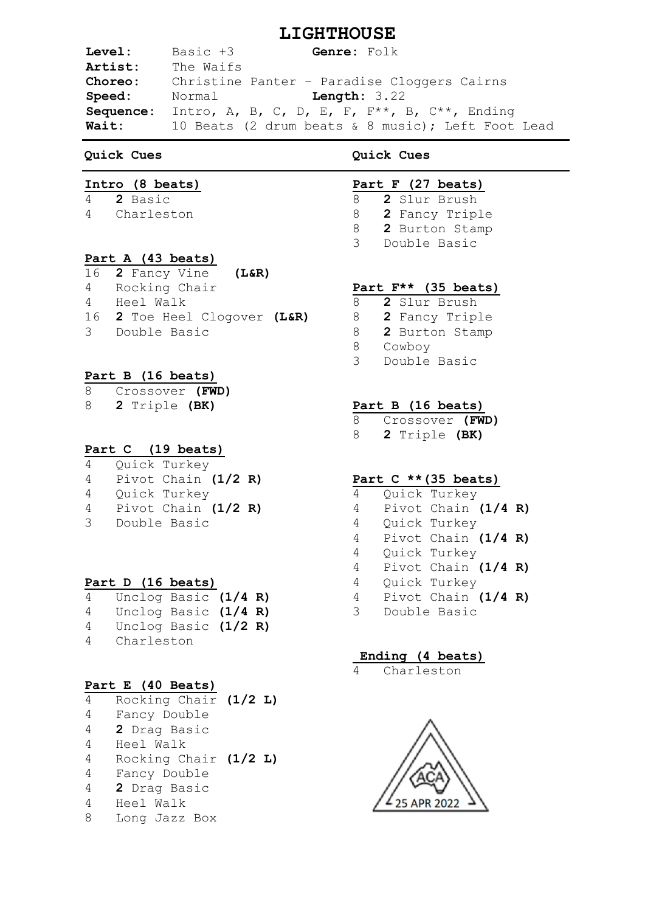# LIGHTHOUSE

**Level:** Basic +3 **Genre:** Folk
**Artist:** The Waifs
**Choreo:** Christine Panter – Paradise Cloggers Cairns
**Speed:** Normal **Length:** 3.22
**Sequence:** Intro, A, B, C, D, E, F, F**, B, C**, Ending
**Wait:** 10 Beats (2 drum beats & 8 music); Left Foot Lead

## Quick Cues

### Intro (8 beats)

| | |
|---|---|
| 4 | **2** Basic |
| 4 | Charleston |

### Part A (43 beats)

| | |
|---|---|
| 16 | **2** Fancy Vine **(L&R)** |
| 4 | Rocking Chair |
| 4 | Heel Walk |
| 16 | **2** Toe Heel Clogover **(L&R)** |
| 3 | Double Basic |

### Part B (16 beats)

| | |
|---|---|
| 8 | Crossover **(FWD)** |
| 8 | **2** Triple **(BK)** |

### Part C (19 beats)

| | |
|---|---|
| 4 | Quick Turkey |
| 4 | Pivot Chain **(1/2 R)** |
| 4 | Quick Turkey |
| 4 | Pivot Chain **(1/2 R)** |
| 3 | Double Basic |

### Part D (16 beats)

| | |
|---|---|
| 4 | Unclog Basic **(1/4 R)** |
| 4 | Unclog Basic **(1/4 R)** |
| 4 | Unclog Basic **(1/2 R)** |
| 4 | Charleston |

### Part E (40 Beats)

| | |
|---|---|
| 4 | Rocking Chair **(1/2 L)** |
| 4 | Fancy Double |
| 4 | **2** Drag Basic |
| 4 | Heel Walk |
| 4 | Rocking Chair **(1/2 L)** |
| 4 | Fancy Double |
| 4 | **2** Drag Basic |
| 4 | Heel Walk |
| 8 | Long Jazz Box |

## Quick Cues

### Part F (27 beats)

| | |
|---|---|
| 8 | **2** Slur Brush |
| 8 | **2** Fancy Triple |
| 8 | **2** Burton Stamp |
| 3 | Double Basic |

### Part F** (35 beats)

| | |
|---|---|
| 8 | **2** Slur Brush |
| 8 | **2** Fancy Triple |
| 8 | **2** Burton Stamp |
| 8 | Cowboy |
| 3 | Double Basic |

### Part B (16 beats)

| | |
|---|---|
| 8 | Crossover **(FWD)** |
| 8 | **2** Triple **(BK)** |

### Part C **(35 beats)

| | |
|---|---|
| 4 | Quick Turkey |
| 4 | Pivot Chain **(1/4 R)** |
| 4 | Quick Turkey |
| 4 | Pivot Chain **(1/4 R)** |
| 4 | Quick Turkey |
| 4 | Pivot Chain **(1/4 R)** |
| 4 | Quick Turkey |
| 4 | Pivot Chain **(1/4 R)** |
| 3 | Double Basic |

### Ending (4 beats)

| | |
|---|---|
| 4 | Charleston |

ACA 25 APR 2022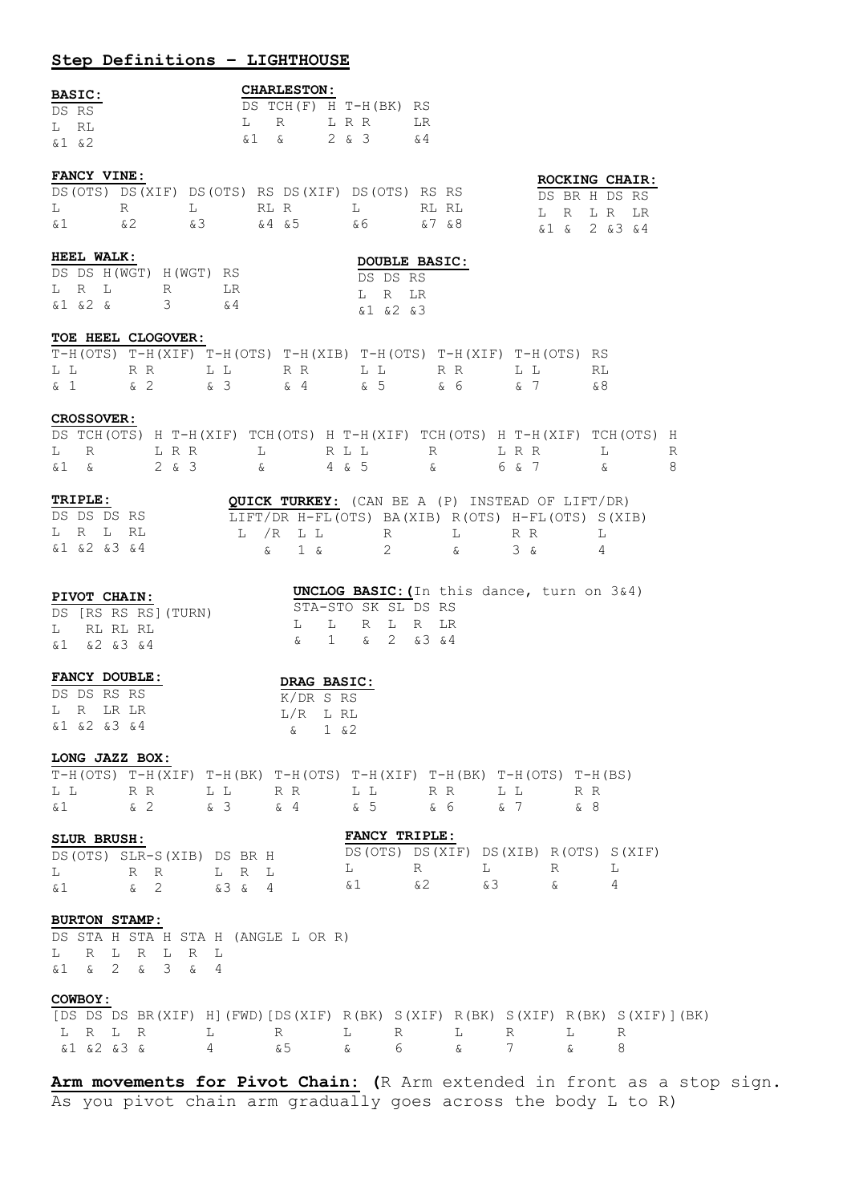## Step Definitions – LIGHTHOUSE

**BASIC:**
```
DS RS
L  RL
&1 &2
```

**CHARLESTON:**
```
DS TCH(F) H T-H(BK) RS
L   R     L R R     LR
&1  &     2 & 3     &4
```

**FANCY VINE:**
```
DS(OTS) DS(XIF) DS(OTS) RS DS(XIF) DS(OTS) RS RS
L       R       L       RL R       L       RL RL
&1      &2      &3      &4 &5      &6      &7 &8
```

**ROCKING CHAIR:**
```
DS BR H DS RS
L  R  L R  LR
&1 &  2 &3 &4
```

**HEEL WALK:**
```
DS DS H(WGT) H(WGT) RS
L  R  L      R      LR
&1 &2 &      3      &4
```

**DOUBLE BASIC:**
```
DS DS RS
L  R  LR
&1 &2 &3
```

**TOE HEEL CLOGOVER:**
```
T-H(OTS) T-H(XIF) T-H(OTS) T-H(XIB) T-H(OTS) T-H(XIF) T-H(OTS) RS
L L      R R      L L      R R      L L      R R      L L      RL
& 1      & 2      & 3      & 4      & 5      & 6      & 7      &8
```

**CROSSOVER:**
```
DS TCH(OTS) H T-H(XIF) TCH(OTS) H T-H(XIF) TCH(OTS) H T-H(XIF) TCH(OTS) H
L  R        L R R      L        R L L      R        L R R      L        R
&1 &        2 & 3      &        4 & 5      &        6 & 7      &        8
```

**TRIPLE:**
```
DS DS DS RS
L  R  L  RL
&1 &2 &3 &4
```

**QUICK TURKEY:** (CAN BE A (P) INSTEAD OF LIFT/DR)
```
LIFT/DR H-FL(OTS) BA(XIB) R(OTS) H-FL(OTS) S(XIB)
 L /R  L L        R       L      R R       L
   &   1 &        2       &      3 &       4
```

**PIVOT CHAIN:**
```
DS [RS RS RS](TURN)
L   RL RL RL
&1  &2 &3 &4
```

**UNCLOG BASIC:** (In this dance, turn on 3&4)
```
STA-STO SK SL DS RS
L   L   R  L  R  LR
&   1   &  2  &3 &4
```

**FANCY DOUBLE:**
```
DS DS RS RS
L  R  LR LR
&1 &2 &3 &4
```

**DRAG BASIC:**
```
K/DR S RS
L/R  L RL
 &   1 &2
```

**LONG JAZZ BOX:**
```
T-H(OTS) T-H(XIF) T-H(BK) T-H(OTS) T-H(XIF) T-H(BK) T-H(OTS) T-H(BS)
L L      R R      L L     R R      L L      R R     L L      R R
&1       & 2      & 3     & 4      & 5      & 6     & 7      & 8
```

**SLUR BRUSH:**
```
DS(OTS) SLR-S(XIB) DS BR H
L       R R        L  R  L
&1      & 2        &3 &  4
```

**FANCY TRIPLE:**
```
DS(OTS) DS(XIF) DS(XIB) R(OTS) S(XIF)
L       R       L       R      L
&1      &2      &3      &      4
```

**BURTON STAMP:**
```
DS STA H STA H STA H (ANGLE L OR R)
L  R   L R   L R   L
&1 &   2 &   3 &   4
```

**COWBOY:**
```
[DS DS DS BR(XIF) H](FWD)[DS(XIF) R(BK) S(XIF) R(BK) S(XIF) R(BK) S(XIF)](BK)
 L  R  L  R       L       R       L     R      L     R      L     R
 &1 &2 &3 &       4       &5      &     6      &     7      &     8
```

**Arm movements for Pivot Chain:** (R Arm extended in front as a stop sign. As you pivot chain arm gradually goes across the body L to R)